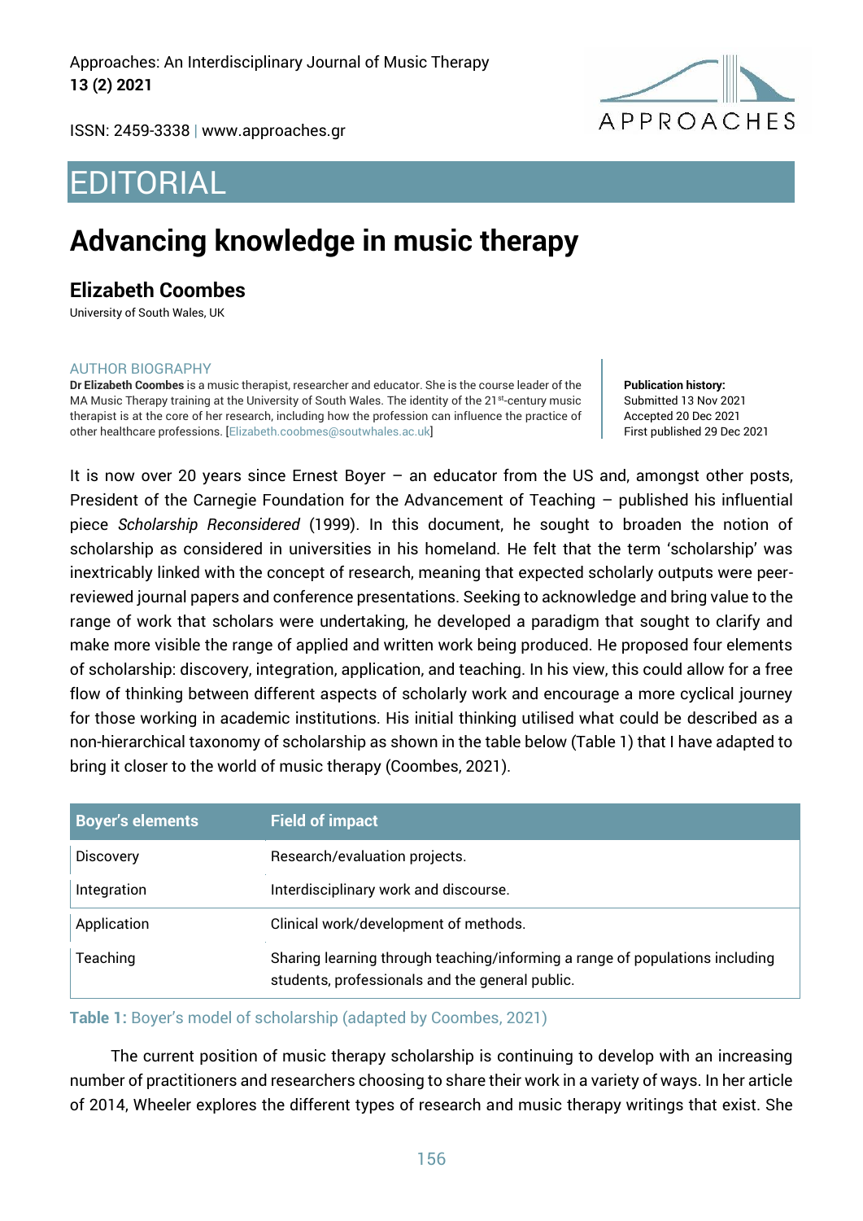Approaches: An Interdisciplinary Journal of Music Therapy
**13 (2) 2021**

ISSN: 2459-3338 | www.approaches.gr

# EDITORIAL

# Advancing knowledge in music therapy

## Elizabeth Coombes

University of South Wales, UK

AUTHOR BIOGRAPHY

**Dr Elizabeth Coombes** is a music therapist, researcher and educator. She is the course leader of the MA Music Therapy training at the University of South Wales. The identity of the 21st-century music therapist is at the core of her research, including how the profession can influence the practice of other healthcare professions. [Elizabeth.coobmes@soutwhales.ac.uk]

**Publication history:**
Submitted 13 Nov 2021
Accepted 20 Dec 2021
First published 29 Dec 2021

It is now over 20 years since Ernest Boyer – an educator from the US and, amongst other posts, President of the Carnegie Foundation for the Advancement of Teaching – published his influential piece *Scholarship Reconsidered* (1999). In this document, he sought to broaden the notion of scholarship as considered in universities in his homeland. He felt that the term 'scholarship' was inextricably linked with the concept of research, meaning that expected scholarly outputs were peer-reviewed journal papers and conference presentations. Seeking to acknowledge and bring value to the range of work that scholars were undertaking, he developed a paradigm that sought to clarify and make more visible the range of applied and written work being produced. He proposed four elements of scholarship: discovery, integration, application, and teaching. In his view, this could allow for a free flow of thinking between different aspects of scholarly work and encourage a more cyclical journey for those working in academic institutions. His initial thinking utilised what could be described as a non-hierarchical taxonomy of scholarship as shown in the table below (Table 1) that I have adapted to bring it closer to the world of music therapy (Coombes, 2021).

| Boyer's elements | Field of impact |
|---|---|
| Discovery | Research/evaluation projects. |
| Integration | Interdisciplinary work and discourse. |
| Application | Clinical work/development of methods. |
| Teaching | Sharing learning through teaching/informing a range of populations including students, professionals and the general public. |

**Table 1:** Boyer's model of scholarship (adapted by Coombes, 2021)

The current position of music therapy scholarship is continuing to develop with an increasing number of practitioners and researchers choosing to share their work in a variety of ways. In her article of 2014, Wheeler explores the different types of research and music therapy writings that exist. She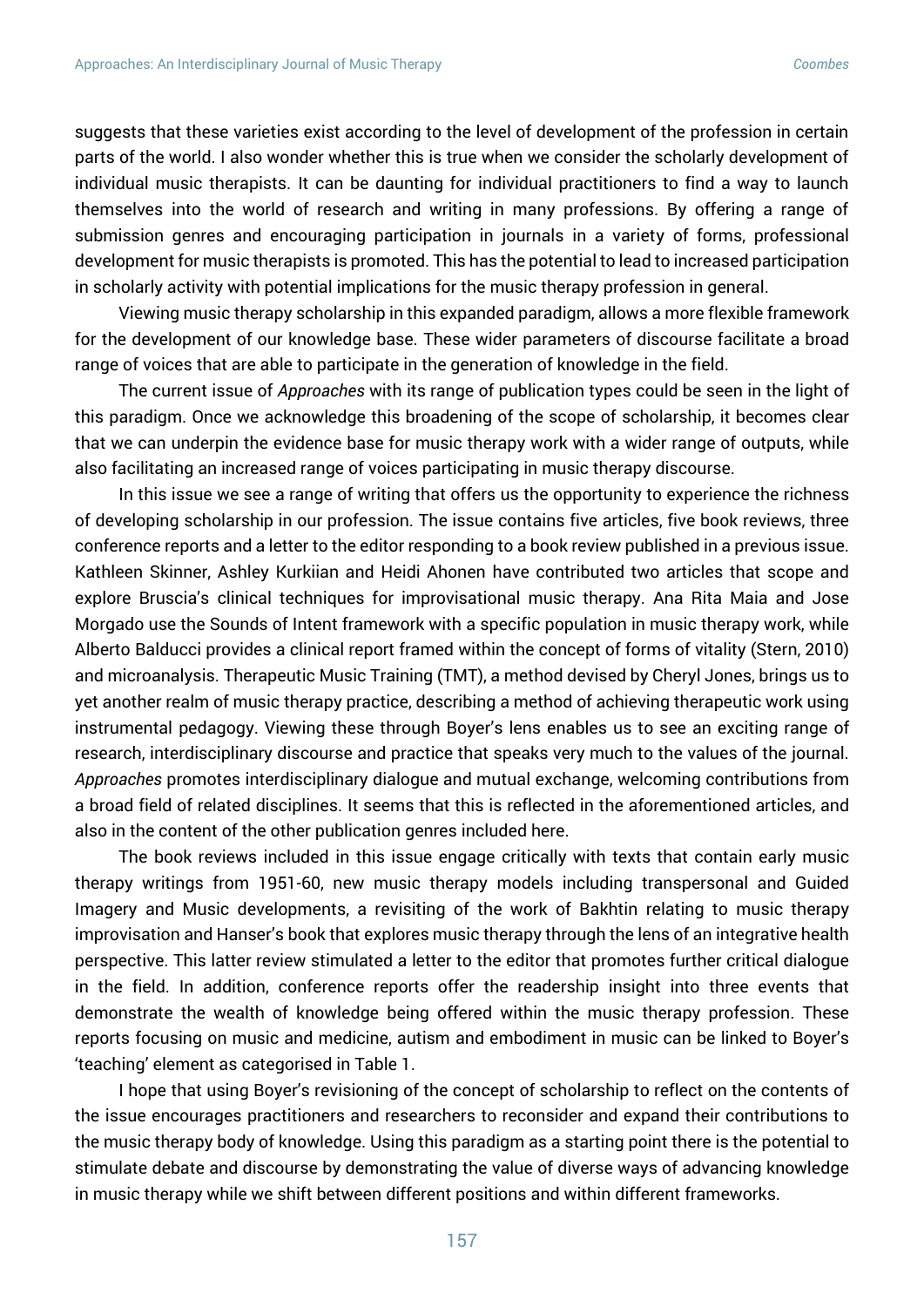suggests that these varieties exist according to the level of development of the profession in certain parts of the world. I also wonder whether this is true when we consider the scholarly development of individual music therapists. It can be daunting for individual practitioners to find a way to launch themselves into the world of research and writing in many professions. By offering a range of submission genres and encouraging participation in journals in a variety of forms, professional development for music therapists is promoted. This has the potential to lead to increased participation in scholarly activity with potential implications for the music therapy profession in general.

Viewing music therapy scholarship in this expanded paradigm, allows a more flexible framework for the development of our knowledge base. These wider parameters of discourse facilitate a broad range of voices that are able to participate in the generation of knowledge in the field.

The current issue of *Approaches* with its range of publication types could be seen in the light of this paradigm. Once we acknowledge this broadening of the scope of scholarship, it becomes clear that we can underpin the evidence base for music therapy work with a wider range of outputs, while also facilitating an increased range of voices participating in music therapy discourse.

In this issue we see a range of writing that offers us the opportunity to experience the richness of developing scholarship in our profession. The issue contains five articles, five book reviews, three conference reports and a letter to the editor responding to a book review published in a previous issue. Kathleen Skinner, Ashley Kurkiian and Heidi Ahonen have contributed two articles that scope and explore Bruscia's clinical techniques for improvisational music therapy. Ana Rita Maia and Jose Morgado use the Sounds of Intent framework with a specific population in music therapy work, while Alberto Balducci provides a clinical report framed within the concept of forms of vitality (Stern, 2010) and microanalysis. Therapeutic Music Training (TMT), a method devised by Cheryl Jones, brings us to yet another realm of music therapy practice, describing a method of achieving therapeutic work using instrumental pedagogy. Viewing these through Boyer's lens enables us to see an exciting range of research, interdisciplinary discourse and practice that speaks very much to the values of the journal. *Approaches* promotes interdisciplinary dialogue and mutual exchange, welcoming contributions from a broad field of related disciplines. It seems that this is reflected in the aforementioned articles, and also in the content of the other publication genres included here.

The book reviews included in this issue engage critically with texts that contain early music therapy writings from 1951-60, new music therapy models including transpersonal and Guided Imagery and Music developments, a revisiting of the work of Bakhtin relating to music therapy improvisation and Hanser's book that explores music therapy through the lens of an integrative health perspective. This latter review stimulated a letter to the editor that promotes further critical dialogue in the field. In addition, conference reports offer the readership insight into three events that demonstrate the wealth of knowledge being offered within the music therapy profession. These reports focusing on music and medicine, autism and embodiment in music can be linked to Boyer's 'teaching' element as categorised in Table 1.

I hope that using Boyer's revisioning of the concept of scholarship to reflect on the contents of the issue encourages practitioners and researchers to reconsider and expand their contributions to the music therapy body of knowledge. Using this paradigm as a starting point there is the potential to stimulate debate and discourse by demonstrating the value of diverse ways of advancing knowledge in music therapy while we shift between different positions and within different frameworks.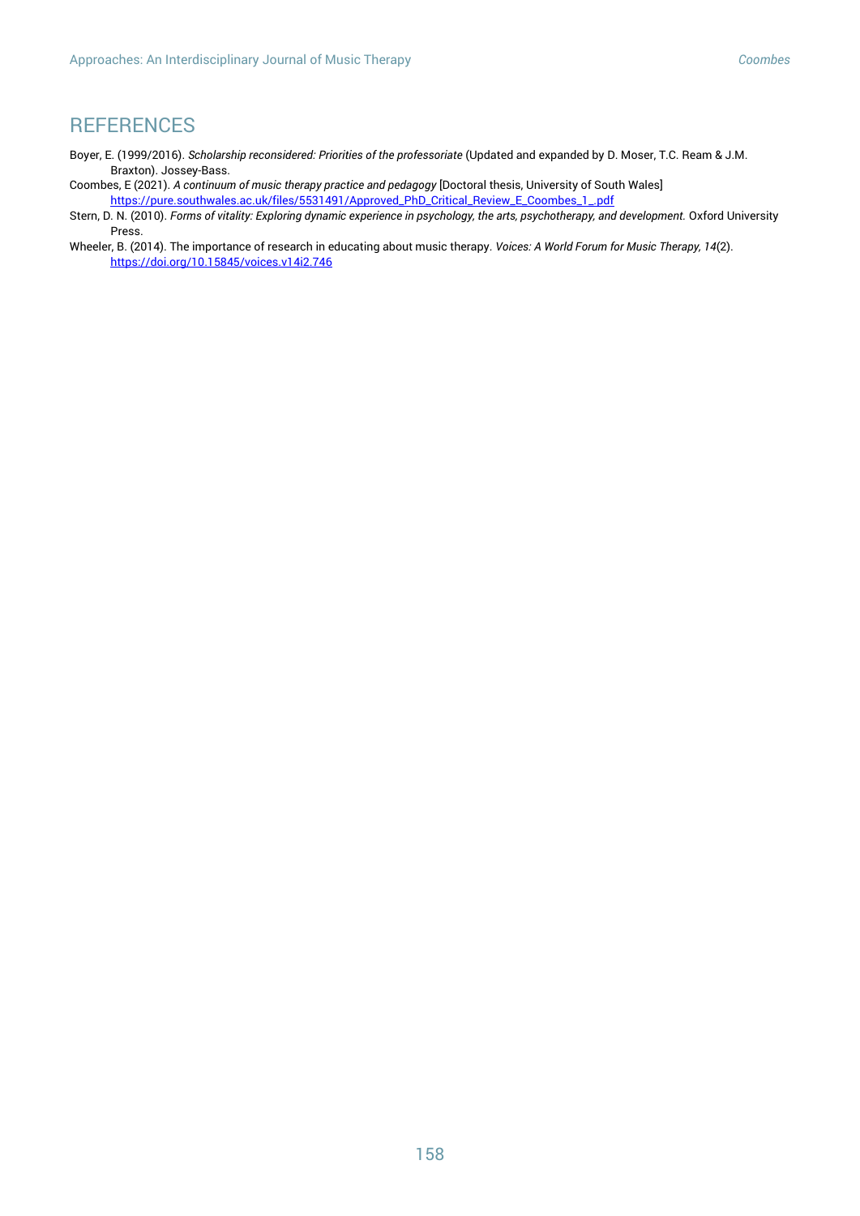## REFERENCES

Boyer, E. (1999/2016). *Scholarship reconsidered: Priorities of the professoriate* (Updated and expanded by D. Moser, T.C. Ream & J.M. Braxton). Jossey-Bass.

Coombes, E (2021). *A continuum of music therapy practice and pedagogy* [Doctoral thesis, University of South Wales] https://pure.southwales.ac.uk/files/5531491/Approved_PhD_Critical_Review_E_Coombes_1_.pdf

Stern, D. N. (2010). *Forms of vitality: Exploring dynamic experience in psychology, the arts, psychotherapy, and development.* Oxford University Press.

Wheeler, B. (2014). The importance of research in educating about music therapy. *Voices: A World Forum for Music Therapy, 14*(2). https://doi.org/10.15845/voices.v14i2.746